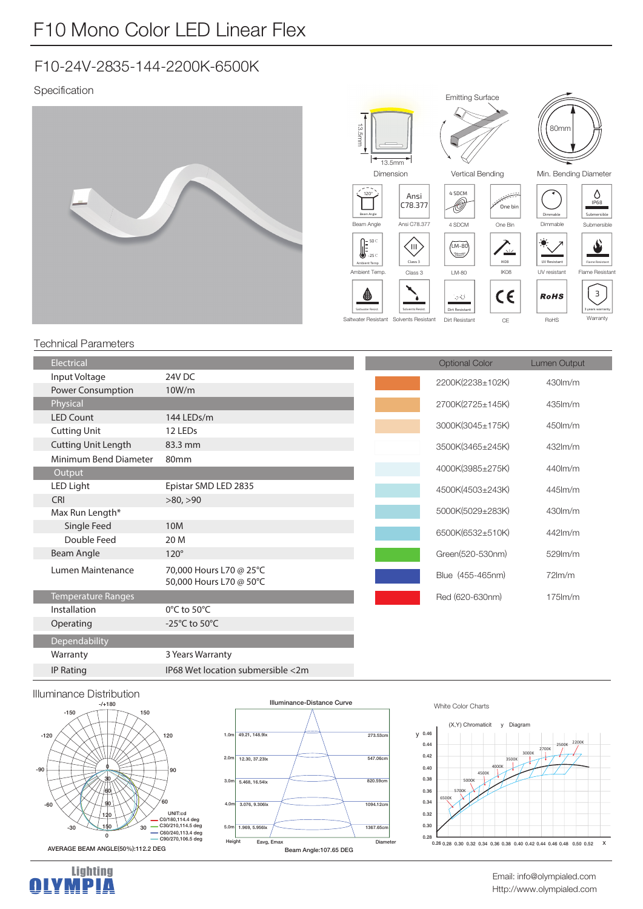# F10 Mono Color LED Linear Flex

## F10-24V-2835-144-2200K-6500K

### Specification

Dimension (13.5mm × 13.5mm) | Vertical Bending (Emitting Surface) | Min. Bending Diameter (80mm)

Beam Angle · Ansi C78.377 · 4 SDCM · One Bin · Dimmable · Submersible · Ambient Temp. · Class 3 · LM-80 · IK08 · UV resistant · Flame Resistant · Saltwater Resistant · Solvents Resistant · Dirt Resistant · CE · RoHS · Warranty

### Technical Parameters

| Electrical | |
|---|---|
| Input Voltage | 24V DC |
| Power Consumption | 10W/m |
| **Physical** | |
| LED Count | 144 LEDs/m |
| Cutting Unit | 12 LEDs |
| Cutting Unit Length | 83.3 mm |
| Minimum Bend Diameter | 80mm |
| **Output** | |
| LED Light | Epistar SMD LED 2835 |
| CRI | >80, >90 |
| Max Run Length* | |
| Single Feed | 10M |
| Double Feed | 20 M |
| Beam Angle | 120° |
| Lumen Maintenance | 70,000 Hours L70 @ 25°C<br>50,000 Hours L70 @ 50°C |
| **Temperature Ranges** | |
| Installation | 0°C to 50°C |
| Operating | -25°C to 50°C |
| **Dependability** | |
| Warranty | 3 Years Warranty |
| IP Rating | IP68 Wet location submersible <2m |

| Optional Color | Lumen Output |
|---|---|
| 2200K(2238±102K) | 430lm/m |
| 2700K(2725±145K) | 435lm/m |
| 3000K(3045±175K) | 450lm/m |
| 3500K(3465±245K) | 432lm/m |
| 4000K(3985±275K) | 440lm/m |
| 4500K(4503±243K) | 445lm/m |
| 5000K(5029±283K) | 430lm/m |
| 6500K(6532±510K) | 442lm/m |
| Green(520-530nm) | 529lm/m |
| Blue (455-465nm) | 72lm/m |
| Red (620-630nm) | 175lm/m |

### Illuminance Distribution

UNIT:cd
C0/180,114.4 deg
C30/210,114.5 deg
C60/240,113.4 deg
C90/270,106.5 deg

AVERAGE BEAM ANGLE(50%):112.2 DEG

**Illuminance-Distance Curve**

| Height | Eavg, Emax | Diameter |
|---|---|---|
| 1.0m | 49.21, 148.9lx | 273.53cm |
| 2.0m | 12.30, 37.23lx | 547.06cm |
| 3.0m | 5.468, 16.54lx | 820.59cm |
| 4.0m | 3.076, 9.306lx | 1094.12cm |
| 5.0m | 1.969, 5.956lx | 1367.65cm |

Beam Angle:107.65 DEG

White Color Charts

(X,Y) Chromaticit y Diagram

Email: info@olympialed.com
Http://www.olympialed.com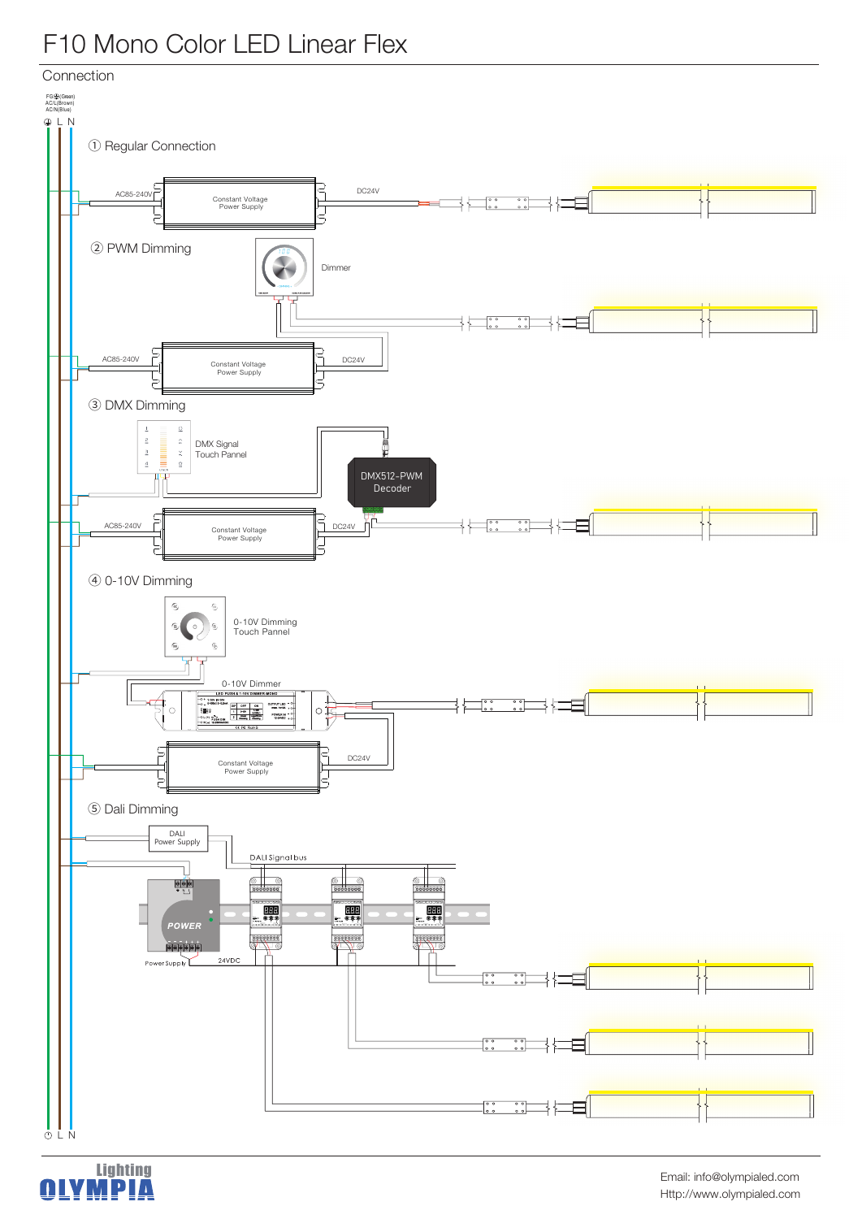# F10 Mono Color LED Linear Flex

## Connection

FG⏚(Green)
AC/L(Brown)
AC/N(Blue)

⏚ L N

① Regular Connection

AC85-240V

Constant Voltage
Power Supply

DC24V

② PWM Dimming

Dimmer

AC85-240V

Constant Voltage
Power Supply

DC24V

③ DMX Dimming

DMX Signal
Touch Pannel

DMX512-PWM
Decoder

AC85-240V

Constant Voltage
Power Supply

DC24V

④ 0-10V Dimming

0-10V Dimming
Touch Pannel

0-10V Dimmer

Constant Voltage
Power Supply

DC24V

⑤ Dali Dimming

DALI
Power Supply

DALI Signal bus

POWER

Power Supply

24VDC

⏚ L N

Email: info@olympialed.com
Http://www.olympialed.com